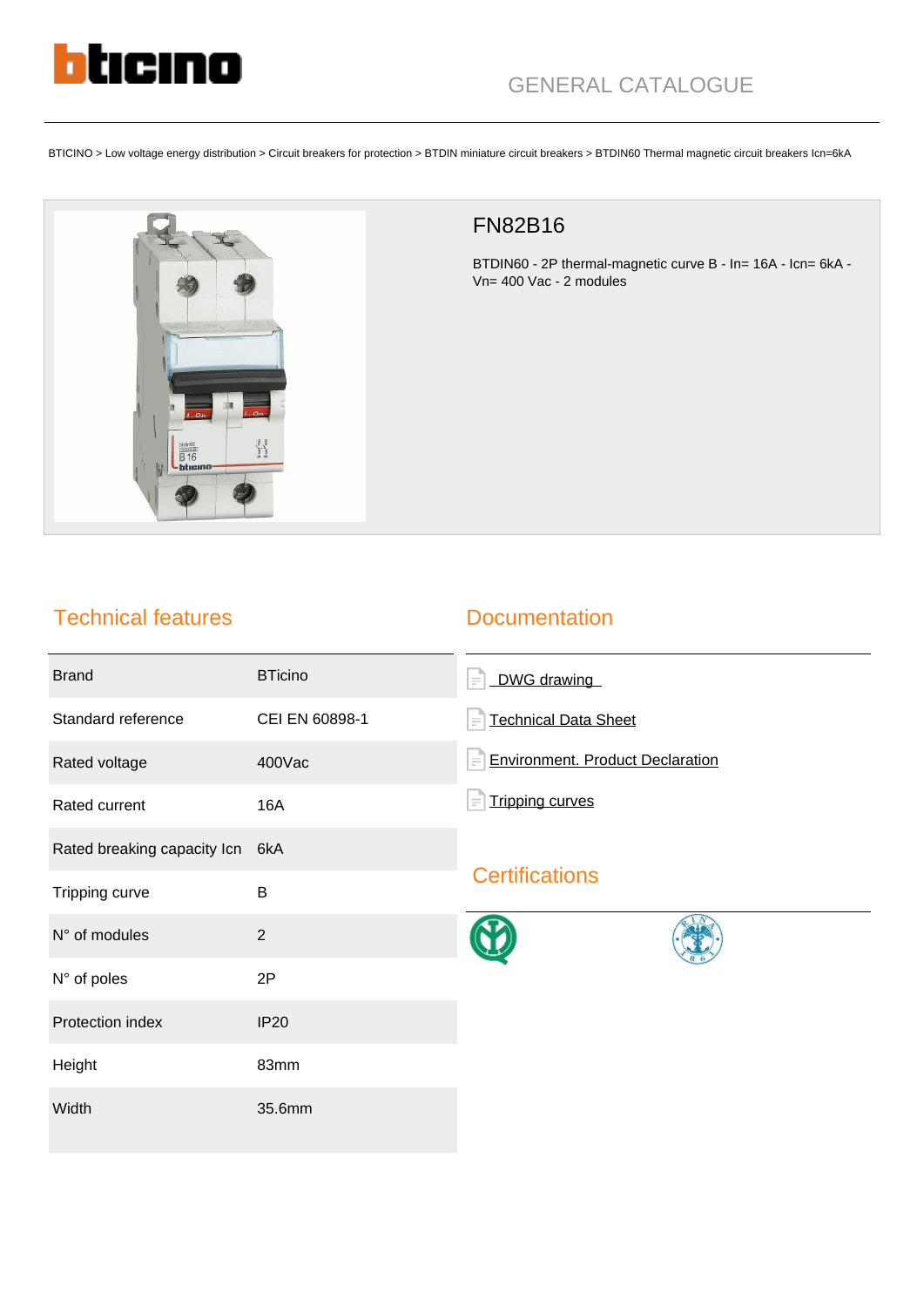GENERAL CATALOGUE

BTICINO > Low voltage energy distribution > Circuit breakers for protection > BTDIN miniature circuit breakers > BTDIN60 Thermal magnetic circuit breakers Icn=6kA

# FN82B16

BTDIN60 - 2P thermal-magnetic curve B - In= 16A - Icn= 6kA - Vn= 400 Vac - 2 modules

## Technical features

| | |
|---|---|
| Brand | BTicino |
| Standard reference | CEI EN 60898-1 |
| Rated voltage | 400Vac |
| Rated current | 16A |
| Rated breaking capacity Icn | 6kA |
| Tripping curve | B |
| N° of modules | 2 |
| N° of poles | 2P |
| Protection index | IP20 |
| Height | 83mm |
| Width | 35.6mm |

## Documentation

- DWG drawing
- Technical Data Sheet
- Environment. Product Declaration
- Tripping curves

## Certifications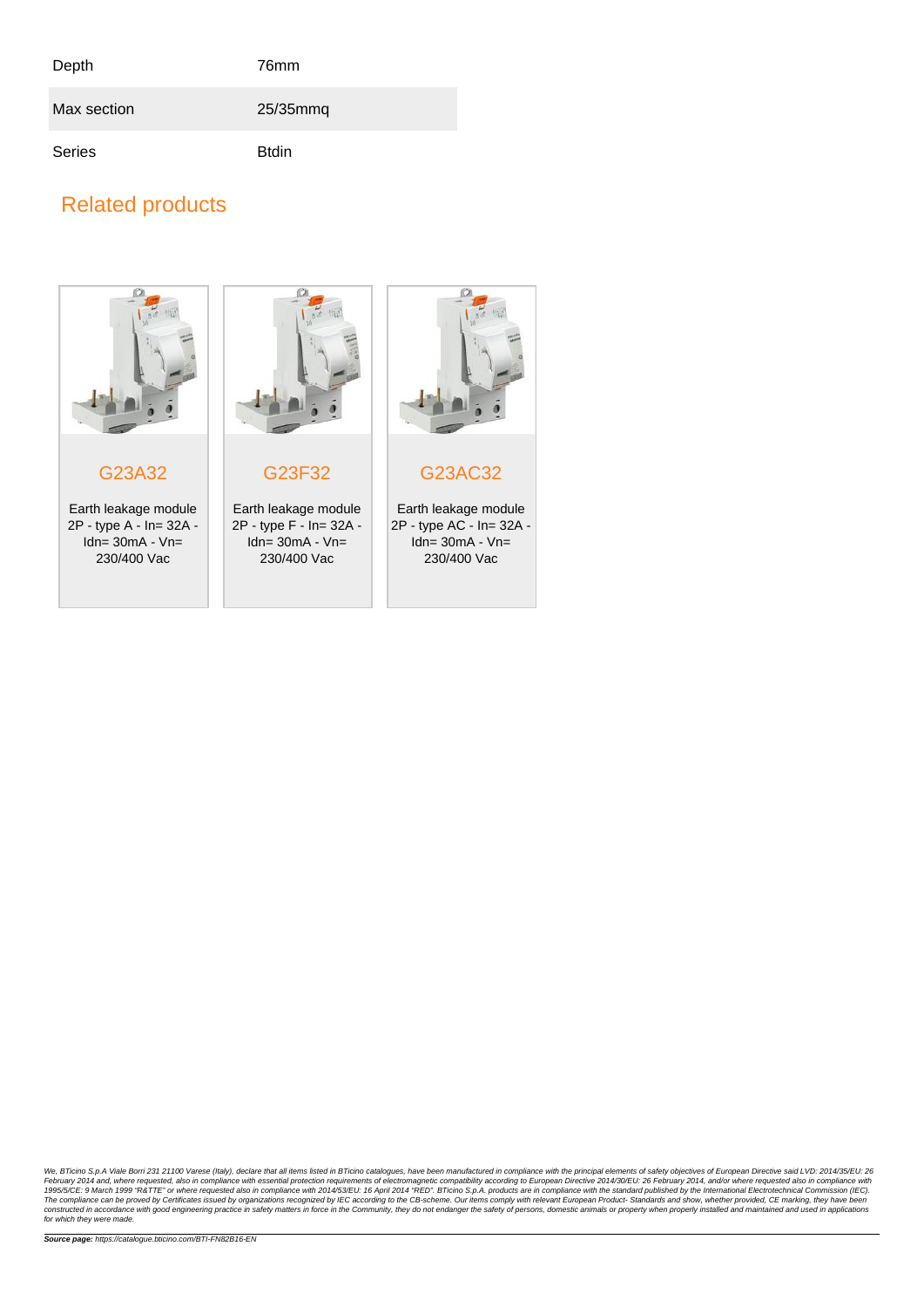| | |
|---|---|
| Depth | 76mm |
| Max section | 25/35mmq |
| Series | Btdin |

## Related products

**G23A32**

Earth leakage module 2P - type A - In= 32A - Idn= 30mA - Vn= 230/400 Vac

**G23F32**

Earth leakage module 2P - type F - In= 32A - Idn= 30mA - Vn= 230/400 Vac

**G23AC32**

Earth leakage module 2P - type AC - In= 32A - Idn= 30mA - Vn= 230/400 Vac

*We, BTicino S.p.A Viale Borri 231 21100 Varese (Italy), declare that all items listed in BTicino catalogues, have been manufactured in compliance with the principal elements of safety objectives of European Directive said LVD: 2014/35/EU: 26 February 2014 and, where requested, also in compliance with essential protection requirements of electromagnetic compatibility according to European Directive 2014/30/EU: 26 February 2014, and/or where requested also in compliance with 1995/5/CE: 9 March 1999 "R&TTE" or where requested also in compliance with 2014/53/EU: 16 April 2014 "RED". BTicino S.p.A. products are in compliance with the standard published by the International Electrotechnical Commission (IEC). The compliance can be proved by Certificates issued by organizations recognized by IEC according to the CB-scheme. Our items comply with relevant European Product- Standards and show, whether provided, CE marking, they have been constructed in accordance with good engineering practice in safety matters in force in the Community, they do not endanger the safety of persons, domestic animals or property when properly installed and maintained and used in applications for which they were made.*

**Source page:** *https://catalogue.bticino.com/BTI-FN82B16-EN*